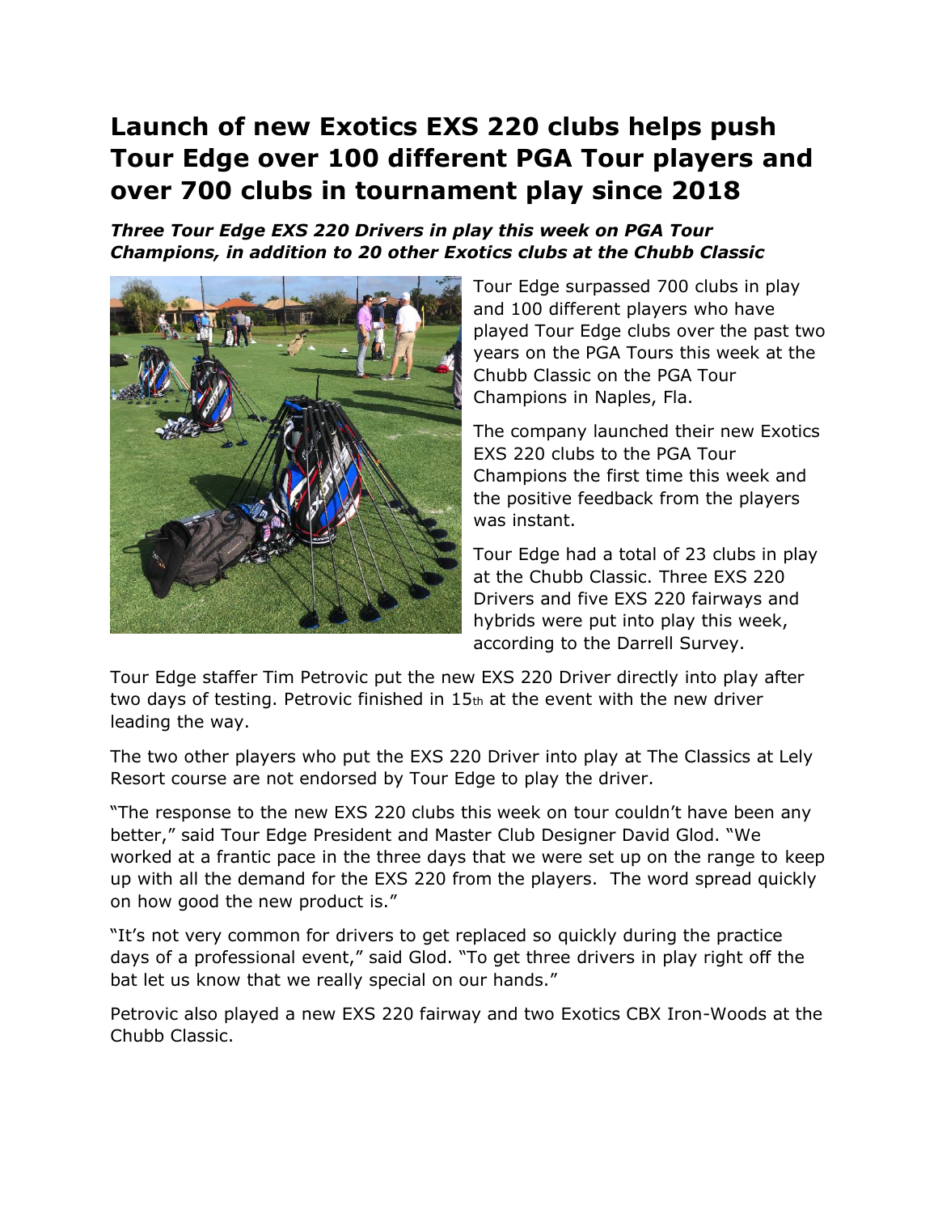# Launch of new Exotics EXS 220 clubs helps push Tour Edge over 100 different PGA Tour players and over 700 clubs in tournament play since 2018

***Three Tour Edge EXS 220 Drivers in play this week on PGA Tour Champions, in addition to 20 other Exotics clubs at the Chubb Classic***

Tour Edge surpassed 700 clubs in play and 100 different players who have played Tour Edge clubs over the past two years on the PGA Tours this week at the Chubb Classic on the PGA Tour Champions in Naples, Fla.

The company launched their new Exotics EXS 220 clubs to the PGA Tour Champions the first time this week and the positive feedback from the players was instant.

Tour Edge had a total of 23 clubs in play at the Chubb Classic. Three EXS 220 Drivers and five EXS 220 fairways and hybrids were put into play this week, according to the Darrell Survey.

Tour Edge staffer Tim Petrovic put the new EXS 220 Driver directly into play after two days of testing. Petrovic finished in 15th at the event with the new driver leading the way.

The two other players who put the EXS 220 Driver into play at The Classics at Lely Resort course are not endorsed by Tour Edge to play the driver.

"The response to the new EXS 220 clubs this week on tour couldn't have been any better," said Tour Edge President and Master Club Designer David Glod. "We worked at a frantic pace in the three days that we were set up on the range to keep up with all the demand for the EXS 220 from the players. The word spread quickly on how good the new product is."

"It's not very common for drivers to get replaced so quickly during the practice days of a professional event," said Glod. "To get three drivers in play right off the bat let us know that we really special on our hands."

Petrovic also played a new EXS 220 fairway and two Exotics CBX Iron-Woods at the Chubb Classic.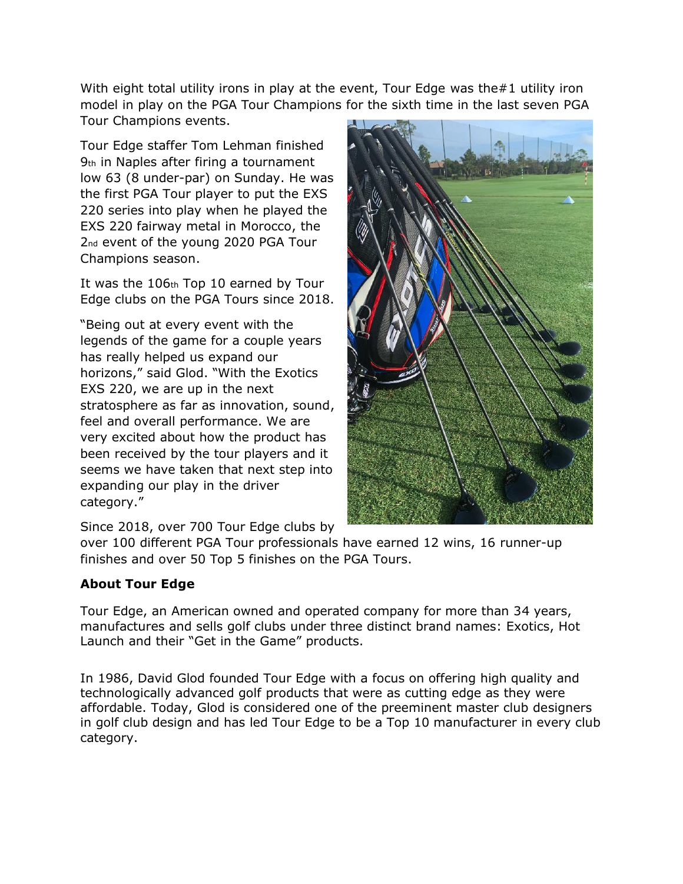With eight total utility irons in play at the event, Tour Edge was the#1 utility iron model in play on the PGA Tour Champions for the sixth time in the last seven PGA Tour Champions events.

Tour Edge staffer Tom Lehman finished 9th in Naples after firing a tournament low 63 (8 under-par) on Sunday. He was the first PGA Tour player to put the EXS 220 series into play when he played the EXS 220 fairway metal in Morocco, the 2nd event of the young 2020 PGA Tour Champions season.

It was the 106th Top 10 earned by Tour Edge clubs on the PGA Tours since 2018.

"Being out at every event with the legends of the game for a couple years has really helped us expand our horizons," said Glod. "With the Exotics EXS 220, we are up in the next stratosphere as far as innovation, sound, feel and overall performance. We are very excited about how the product has been received by the tour players and it seems we have taken that next step into expanding our play in the driver category."

Since 2018, over 700 Tour Edge clubs by over 100 different PGA Tour professionals have earned 12 wins, 16 runner-up finishes and over 50 Top 5 finishes on the PGA Tours.

**About Tour Edge**

Tour Edge, an American owned and operated company for more than 34 years, manufactures and sells golf clubs under three distinct brand names: Exotics, Hot Launch and their "Get in the Game" products.

In 1986, David Glod founded Tour Edge with a focus on offering high quality and technologically advanced golf products that were as cutting edge as they were affordable. Today, Glod is considered one of the preeminent master club designers in golf club design and has led Tour Edge to be a Top 10 manufacturer in every club category.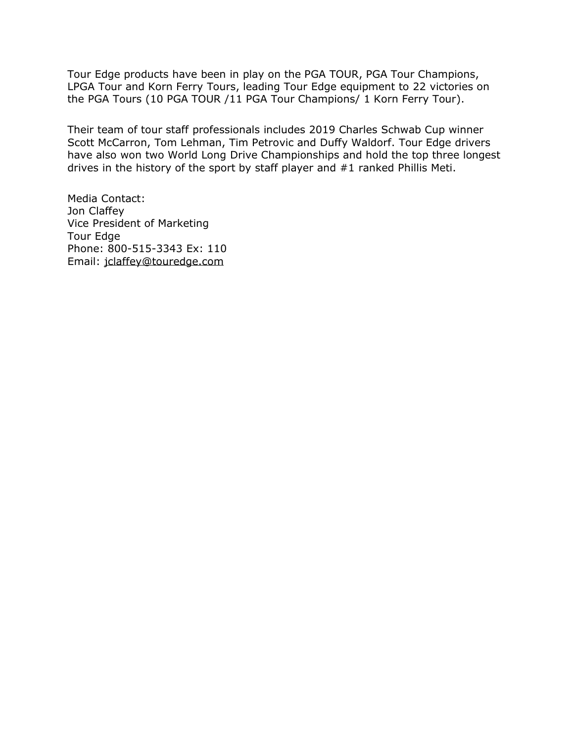Tour Edge products have been in play on the PGA TOUR, PGA Tour Champions, LPGA Tour and Korn Ferry Tours, leading Tour Edge equipment to 22 victories on the PGA Tours (10 PGA TOUR /11 PGA Tour Champions/ 1 Korn Ferry Tour).

Their team of tour staff professionals includes 2019 Charles Schwab Cup winner Scott McCarron, Tom Lehman, Tim Petrovic and Duffy Waldorf. Tour Edge drivers have also won two World Long Drive Championships and hold the top three longest drives in the history of the sport by staff player and #1 ranked Phillis Meti.

Media Contact:  
Jon Claffey  
Vice President of Marketing  
Tour Edge  
Phone: 800-515-3343 Ex: 110  
Email: jclaffey@touredge.com